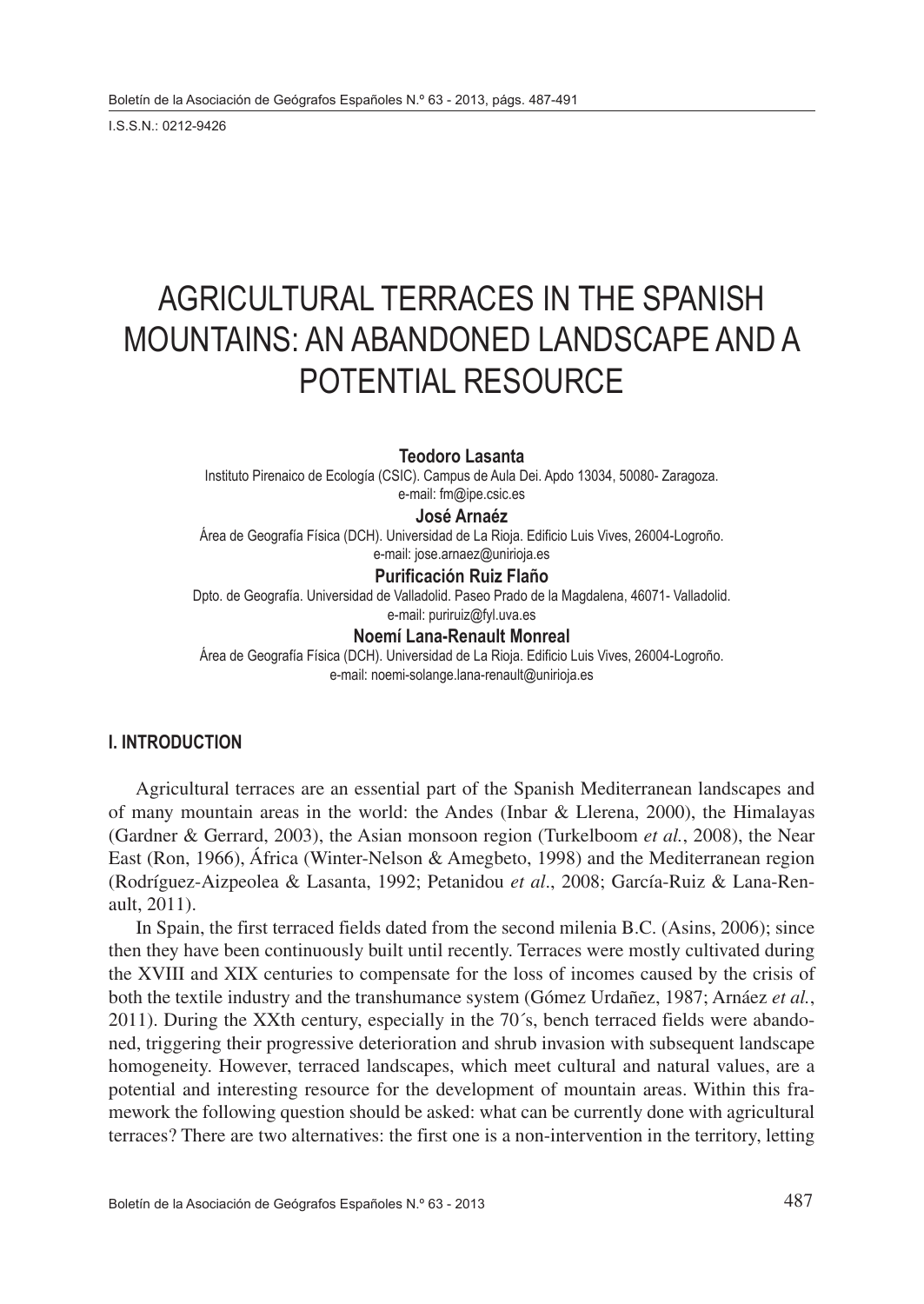I.S.S.N.: 0212-9426

# AGRICULTURAL TERRACES IN THE SPANISH MOUNTAINS: AN ABANDONED LANDSCAPE AND A POTENTIAL RESOURCE

**Teodoro Lasanta**
Instituto Pirenaico de Ecología (CSIC). Campus de Aula Dei. Apdo 13034, 50080- Zaragoza.
e-mail: fm@ipe.csic.es

**José Arnaéz**
Área de Geografía Física (DCH). Universidad de La Rioja. Edificio Luis Vives, 26004-Logroño.
e-mail: jose.arnaez@unirioja.es

**Purificación Ruiz Flaño**
Dpto. de Geografía. Universidad de Valladolid. Paseo Prado de la Magdalena, 46071- Valladolid.
e-mail: puriruiz@fyl.uva.es

**Noemí Lana-Renault Monreal**
Área de Geografía Física (DCH). Universidad de La Rioja. Edificio Luis Vives, 26004-Logroño.
e-mail: noemi-solange.lana-renault@unirioja.es

## I. INTRODUCTION

Agricultural terraces are an essential part of the Spanish Mediterranean landscapes and of many mountain areas in the world: the Andes (Inbar & Llerena, 2000), the Himalayas (Gardner & Gerrard, 2003), the Asian monsoon region (Turkelboom *et al.*, 2008), the Near East (Ron, 1966), África (Winter-Nelson & Amegbeto, 1998) and the Mediterranean region (Rodríguez-Aizpeolea & Lasanta, 1992; Petanidou *et al*., 2008; García-Ruiz & Lana-Renault, 2011).

In Spain, the first terraced fields dated from the second milenia B.C. (Asins, 2006); since then they have been continuously built until recently. Terraces were mostly cultivated during the XVIII and XIX centuries to compensate for the loss of incomes caused by the crisis of both the textile industry and the transhumance system (Gómez Urdañez, 1987; Arnáez *et al.*, 2011). During the XXth century, especially in the 70´s, bench terraced fields were abandoned, triggering their progressive deterioration and shrub invasion with subsequent landscape homogeneity. However, terraced landscapes, which meet cultural and natural values, are a potential and interesting resource for the development of mountain areas. Within this framework the following question should be asked: what can be currently done with agricultural terraces? There are two alternatives: the first one is a non-intervention in the territory, letting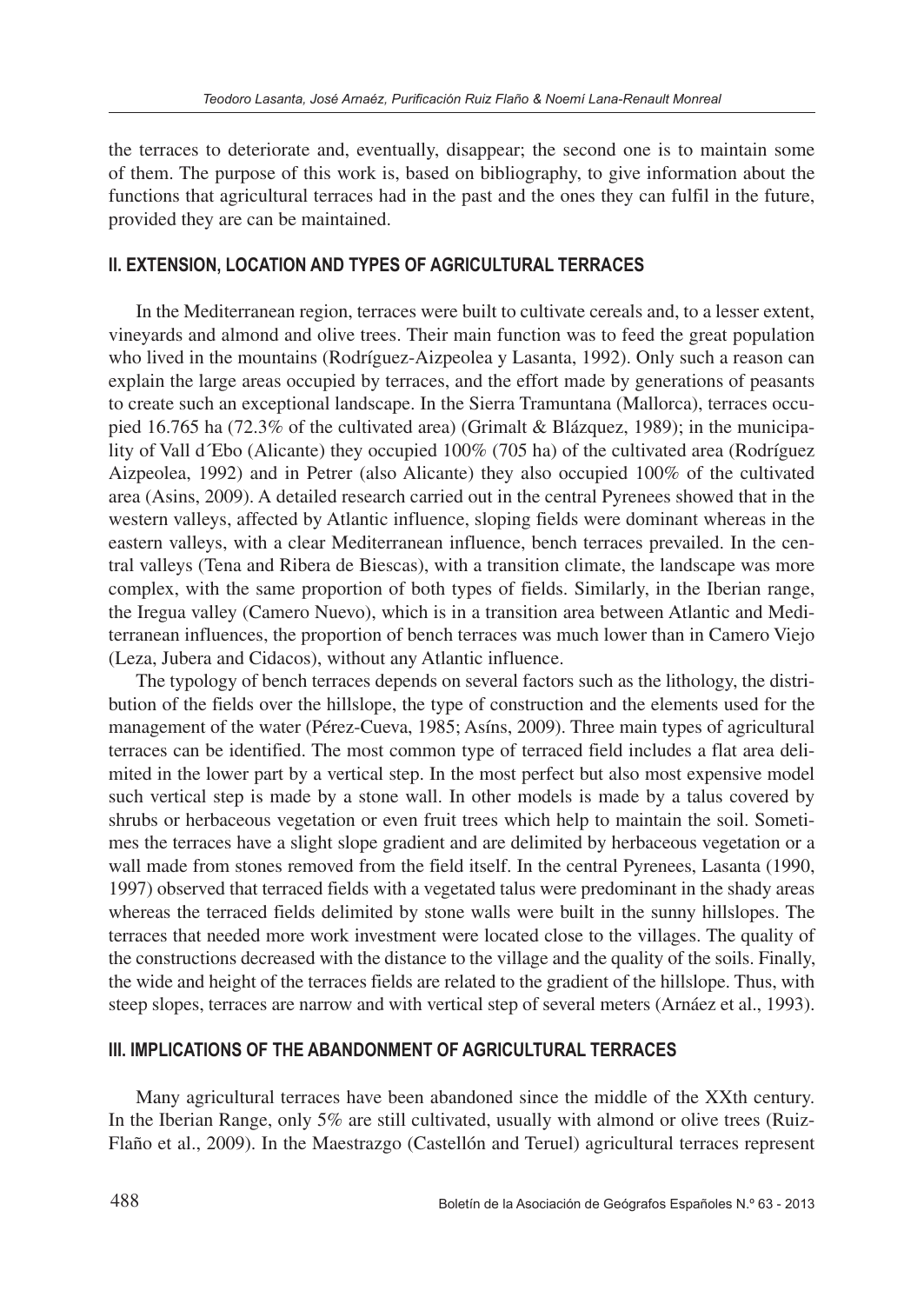the terraces to deteriorate and, eventually, disappear; the second one is to maintain some of them. The purpose of this work is, based on bibliography, to give information about the functions that agricultural terraces had in the past and the ones they can fulfil in the future, provided they are can be maintained.

## II. EXTENSION, LOCATION AND TYPES OF AGRICULTURAL TERRACES

In the Mediterranean region, terraces were built to cultivate cereals and, to a lesser extent, vineyards and almond and olive trees. Their main function was to feed the great population who lived in the mountains (Rodríguez-Aizpeolea y Lasanta, 1992). Only such a reason can explain the large areas occupied by terraces, and the effort made by generations of peasants to create such an exceptional landscape. In the Sierra Tramuntana (Mallorca), terraces occupied 16.765 ha (72.3% of the cultivated area) (Grimalt & Blázquez, 1989); in the municipality of Vall d´Ebo (Alicante) they occupied 100% (705 ha) of the cultivated area (Rodríguez Aizpeolea, 1992) and in Petrer (also Alicante) they also occupied 100% of the cultivated area (Asins, 2009). A detailed research carried out in the central Pyrenees showed that in the western valleys, affected by Atlantic influence, sloping fields were dominant whereas in the eastern valleys, with a clear Mediterranean influence, bench terraces prevailed. In the central valleys (Tena and Ribera de Biescas), with a transition climate, the landscape was more complex, with the same proportion of both types of fields. Similarly, in the Iberian range, the Iregua valley (Camero Nuevo), which is in a transition area between Atlantic and Mediterranean influences, the proportion of bench terraces was much lower than in Camero Viejo (Leza, Jubera and Cidacos), without any Atlantic influence.

The typology of bench terraces depends on several factors such as the lithology, the distribution of the fields over the hillslope, the type of construction and the elements used for the management of the water (Pérez-Cueva, 1985; Asíns, 2009). Three main types of agricultural terraces can be identified. The most common type of terraced field includes a flat area delimited in the lower part by a vertical step. In the most perfect but also most expensive model such vertical step is made by a stone wall. In other models is made by a talus covered by shrubs or herbaceous vegetation or even fruit trees which help to maintain the soil. Sometimes the terraces have a slight slope gradient and are delimited by herbaceous vegetation or a wall made from stones removed from the field itself. In the central Pyrenees, Lasanta (1990, 1997) observed that terraced fields with a vegetated talus were predominant in the shady areas whereas the terraced fields delimited by stone walls were built in the sunny hillslopes. The terraces that needed more work investment were located close to the villages. The quality of the constructions decreased with the distance to the village and the quality of the soils. Finally, the wide and height of the terraces fields are related to the gradient of the hillslope. Thus, with steep slopes, terraces are narrow and with vertical step of several meters (Arnáez et al., 1993).

## III. IMPLICATIONS OF THE ABANDONMENT OF AGRICULTURAL TERRACES

Many agricultural terraces have been abandoned since the middle of the XXth century. In the Iberian Range, only 5% are still cultivated, usually with almond or olive trees (Ruiz-Flaño et al., 2009). In the Maestrazgo (Castellón and Teruel) agricultural terraces represent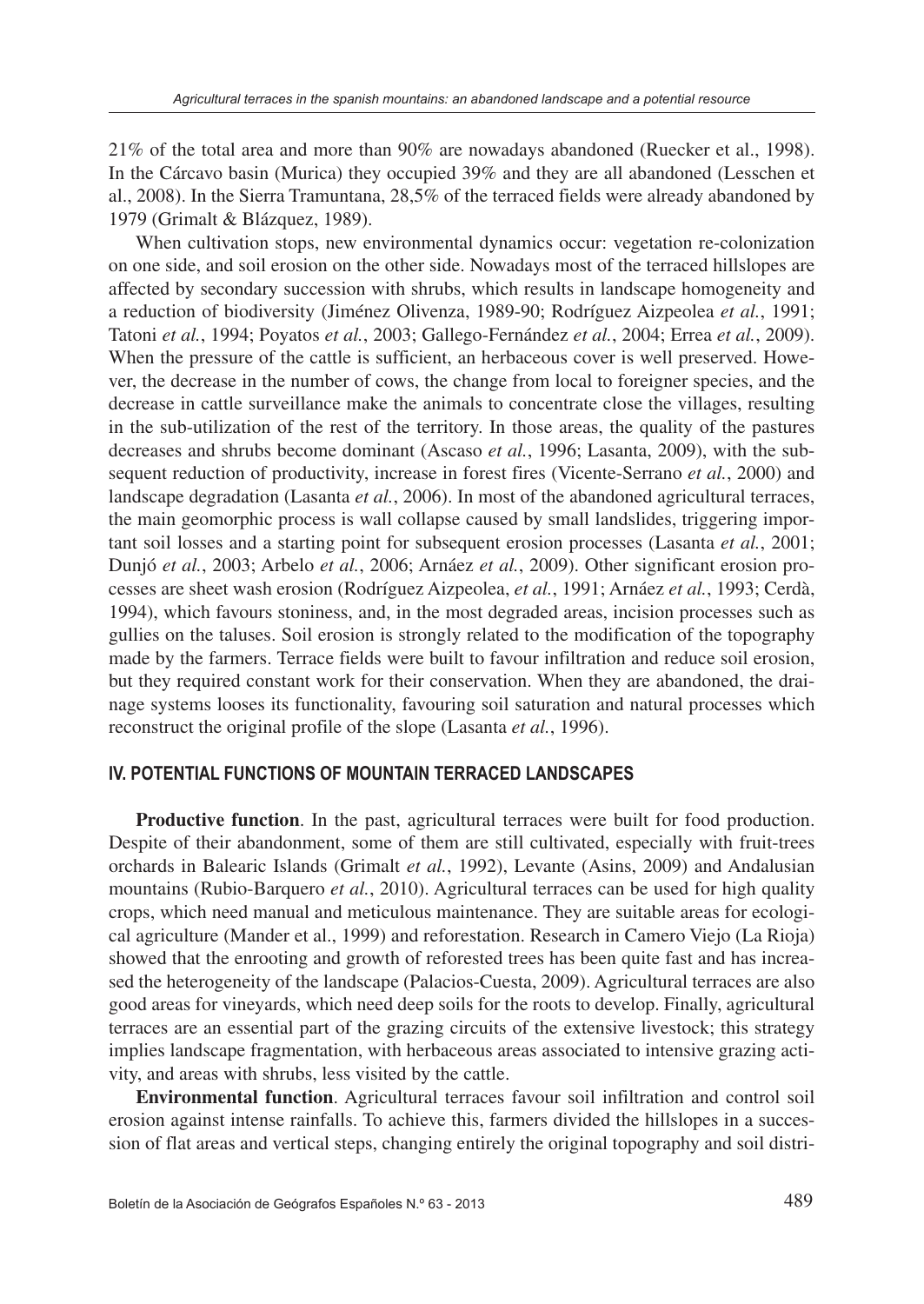21% of the total area and more than 90% are nowadays abandoned (Ruecker et al., 1998). In the Cárcavo basin (Murica) they occupied 39% and they are all abandoned (Lesschen et al., 2008). In the Sierra Tramuntana, 28,5% of the terraced fields were already abandoned by 1979 (Grimalt & Blázquez, 1989).

When cultivation stops, new environmental dynamics occur: vegetation re-colonization on one side, and soil erosion on the other side. Nowadays most of the terraced hillslopes are affected by secondary succession with shrubs, which results in landscape homogeneity and a reduction of biodiversity (Jiménez Olivenza, 1989-90; Rodríguez Aizpeolea *et al.*, 1991; Tatoni *et al.*, 1994; Poyatos *et al.*, 2003; Gallego-Fernández *et al.*, 2004; Errea *et al.*, 2009). When the pressure of the cattle is sufficient, an herbaceous cover is well preserved. However, the decrease in the number of cows, the change from local to foreigner species, and the decrease in cattle surveillance make the animals to concentrate close the villages, resulting in the sub-utilization of the rest of the territory. In those areas, the quality of the pastures decreases and shrubs become dominant (Ascaso *et al.*, 1996; Lasanta, 2009), with the subsequent reduction of productivity, increase in forest fires (Vicente-Serrano *et al.*, 2000) and landscape degradation (Lasanta *et al.*, 2006). In most of the abandoned agricultural terraces, the main geomorphic process is wall collapse caused by small landslides, triggering important soil losses and a starting point for subsequent erosion processes (Lasanta *et al.*, 2001; Dunjó *et al.*, 2003; Arbelo *et al.*, 2006; Arnáez *et al.*, 2009). Other significant erosion processes are sheet wash erosion (Rodríguez Aizpeolea, *et al.*, 1991; Arnáez *et al.*, 1993; Cerdà, 1994), which favours stoniness, and, in the most degraded areas, incision processes such as gullies on the taluses. Soil erosion is strongly related to the modification of the topography made by the farmers. Terrace fields were built to favour infiltration and reduce soil erosion, but they required constant work for their conservation. When they are abandoned, the drainage systems looses its functionality, favouring soil saturation and natural processes which reconstruct the original profile of the slope (Lasanta *et al.*, 1996).

## IV. POTENTIAL FUNCTIONS OF MOUNTAIN TERRACED LANDSCAPES

**Productive function**. In the past, agricultural terraces were built for food production. Despite of their abandonment, some of them are still cultivated, especially with fruit-trees orchards in Balearic Islands (Grimalt *et al.*, 1992), Levante (Asins, 2009) and Andalusian mountains (Rubio-Barquero *et al.*, 2010). Agricultural terraces can be used for high quality crops, which need manual and meticulous maintenance. They are suitable areas for ecological agriculture (Mander et al., 1999) and reforestation. Research in Camero Viejo (La Rioja) showed that the enrooting and growth of reforested trees has been quite fast and has increased the heterogeneity of the landscape (Palacios-Cuesta, 2009). Agricultural terraces are also good areas for vineyards, which need deep soils for the roots to develop. Finally, agricultural terraces are an essential part of the grazing circuits of the extensive livestock; this strategy implies landscape fragmentation, with herbaceous areas associated to intensive grazing activity, and areas with shrubs, less visited by the cattle.

**Environmental function**. Agricultural terraces favour soil infiltration and control soil erosion against intense rainfalls. To achieve this, farmers divided the hillslopes in a succession of flat areas and vertical steps, changing entirely the original topography and soil distri-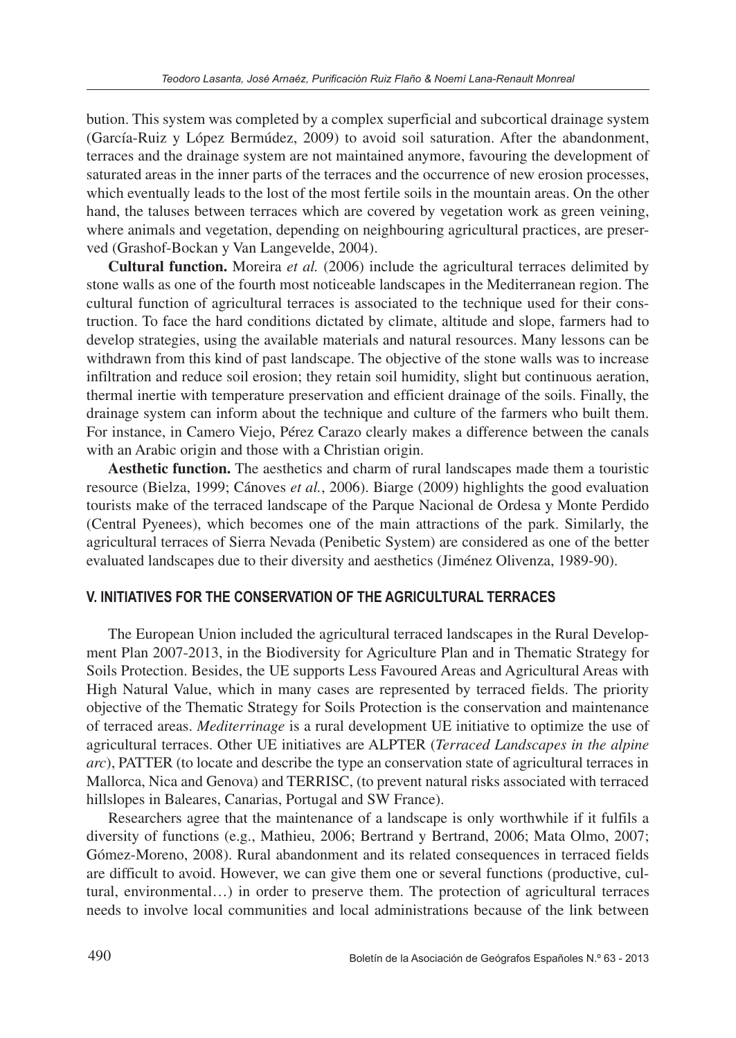bution. This system was completed by a complex superficial and subcortical drainage system (García-Ruiz y López Bermúdez, 2009) to avoid soil saturation. After the abandonment, terraces and the drainage system are not maintained anymore, favouring the development of saturated areas in the inner parts of the terraces and the occurrence of new erosion processes, which eventually leads to the lost of the most fertile soils in the mountain areas. On the other hand, the taluses between terraces which are covered by vegetation work as green veining, where animals and vegetation, depending on neighbouring agricultural practices, are preserved (Grashof-Bockan y Van Langevelde, 2004).

**Cultural function.** Moreira *et al.* (2006) include the agricultural terraces delimited by stone walls as one of the fourth most noticeable landscapes in the Mediterranean region. The cultural function of agricultural terraces is associated to the technique used for their construction. To face the hard conditions dictated by climate, altitude and slope, farmers had to develop strategies, using the available materials and natural resources. Many lessons can be withdrawn from this kind of past landscape. The objective of the stone walls was to increase infiltration and reduce soil erosion; they retain soil humidity, slight but continuous aeration, thermal inertie with temperature preservation and efficient drainage of the soils. Finally, the drainage system can inform about the technique and culture of the farmers who built them. For instance, in Camero Viejo, Pérez Carazo clearly makes a difference between the canals with an Arabic origin and those with a Christian origin.

**Aesthetic function.** The aesthetics and charm of rural landscapes made them a touristic resource (Bielza, 1999; Cánoves *et al.*, 2006). Biarge (2009) highlights the good evaluation tourists make of the terraced landscape of the Parque Nacional de Ordesa y Monte Perdido (Central Pyenees), which becomes one of the main attractions of the park. Similarly, the agricultural terraces of Sierra Nevada (Penibetic System) are considered as one of the better evaluated landscapes due to their diversity and aesthetics (Jiménez Olivenza, 1989-90).

## V. INITIATIVES FOR THE CONSERVATION OF THE AGRICULTURAL TERRACES

The European Union included the agricultural terraced landscapes in the Rural Development Plan 2007-2013, in the Biodiversity for Agriculture Plan and in Thematic Strategy for Soils Protection. Besides, the UE supports Less Favoured Areas and Agricultural Areas with High Natural Value, which in many cases are represented by terraced fields. The priority objective of the Thematic Strategy for Soils Protection is the conservation and maintenance of terraced areas. *Mediterrinage* is a rural development UE initiative to optimize the use of agricultural terraces. Other UE initiatives are ALPTER (*Terraced Landscapes in the alpine arc*), PATTER (to locate and describe the type an conservation state of agricultural terraces in Mallorca, Nica and Genova) and TERRISC, (to prevent natural risks associated with terraced hillslopes in Baleares, Canarias, Portugal and SW France).

Researchers agree that the maintenance of a landscape is only worthwhile if it fulfils a diversity of functions (e.g., Mathieu, 2006; Bertrand y Bertrand, 2006; Mata Olmo, 2007; Gómez-Moreno, 2008). Rural abandonment and its related consequences in terraced fields are difficult to avoid. However, we can give them one or several functions (productive, cultural, environmental…) in order to preserve them. The protection of agricultural terraces needs to involve local communities and local administrations because of the link between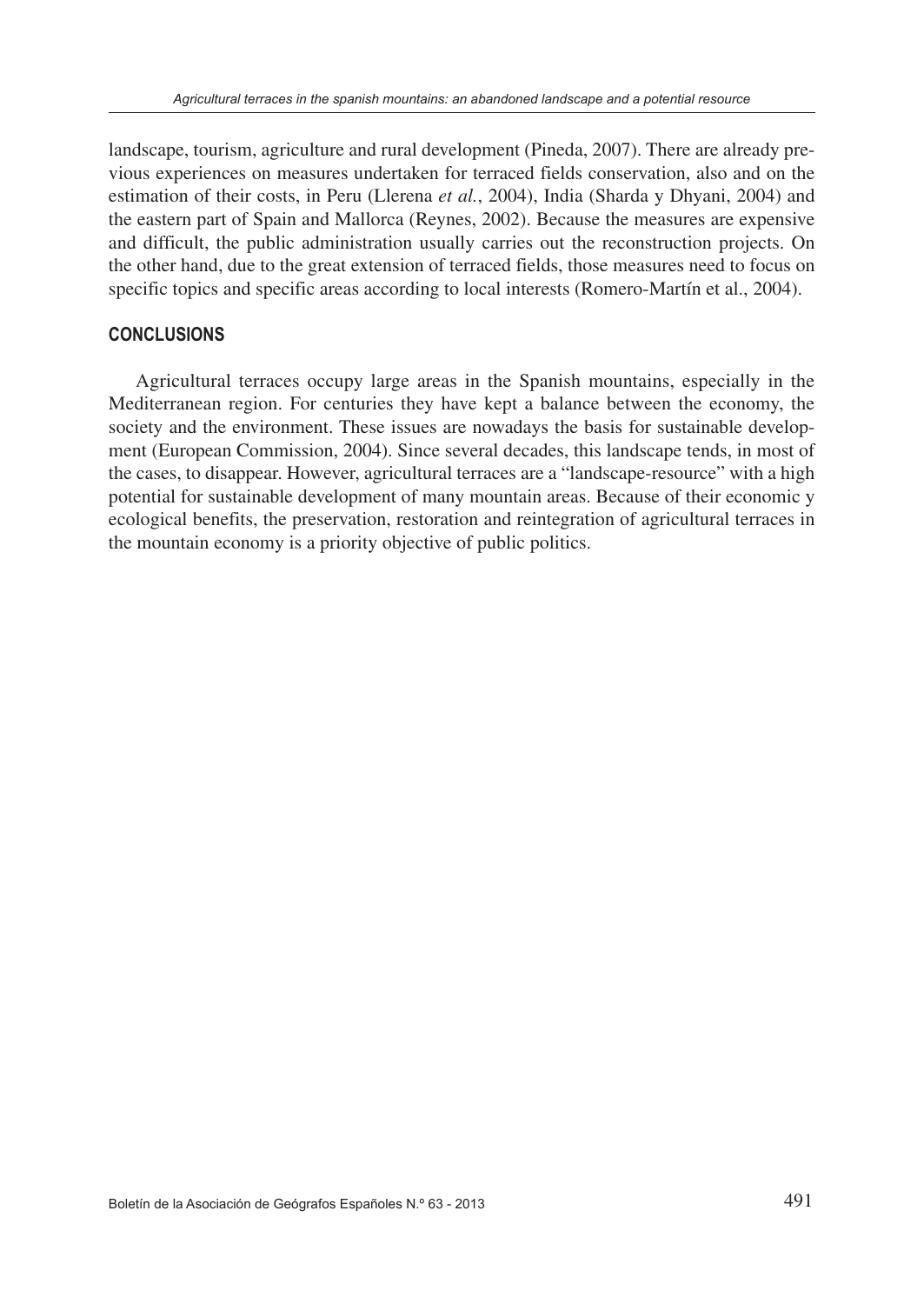landscape, tourism, agriculture and rural development (Pineda, 2007). There are already previous experiences on measures undertaken for terraced fields conservation, also and on the estimation of their costs, in Peru (Llerena *et al.*, 2004), India (Sharda y Dhyani, 2004) and the eastern part of Spain and Mallorca (Reynes, 2002). Because the measures are expensive and difficult, the public administration usually carries out the reconstruction projects. On the other hand, due to the great extension of terraced fields, those measures need to focus on specific topics and specific areas according to local interests (Romero-Martín et al., 2004).

## CONCLUSIONS

Agricultural terraces occupy large areas in the Spanish mountains, especially in the Mediterranean region. For centuries they have kept a balance between the economy, the society and the environment. These issues are nowadays the basis for sustainable development (European Commission, 2004). Since several decades, this landscape tends, in most of the cases, to disappear. However, agricultural terraces are a "landscape-resource" with a high potential for sustainable development of many mountain areas. Because of their economic y ecological benefits, the preservation, restoration and reintegration of agricultural terraces in the mountain economy is a priority objective of public politics.